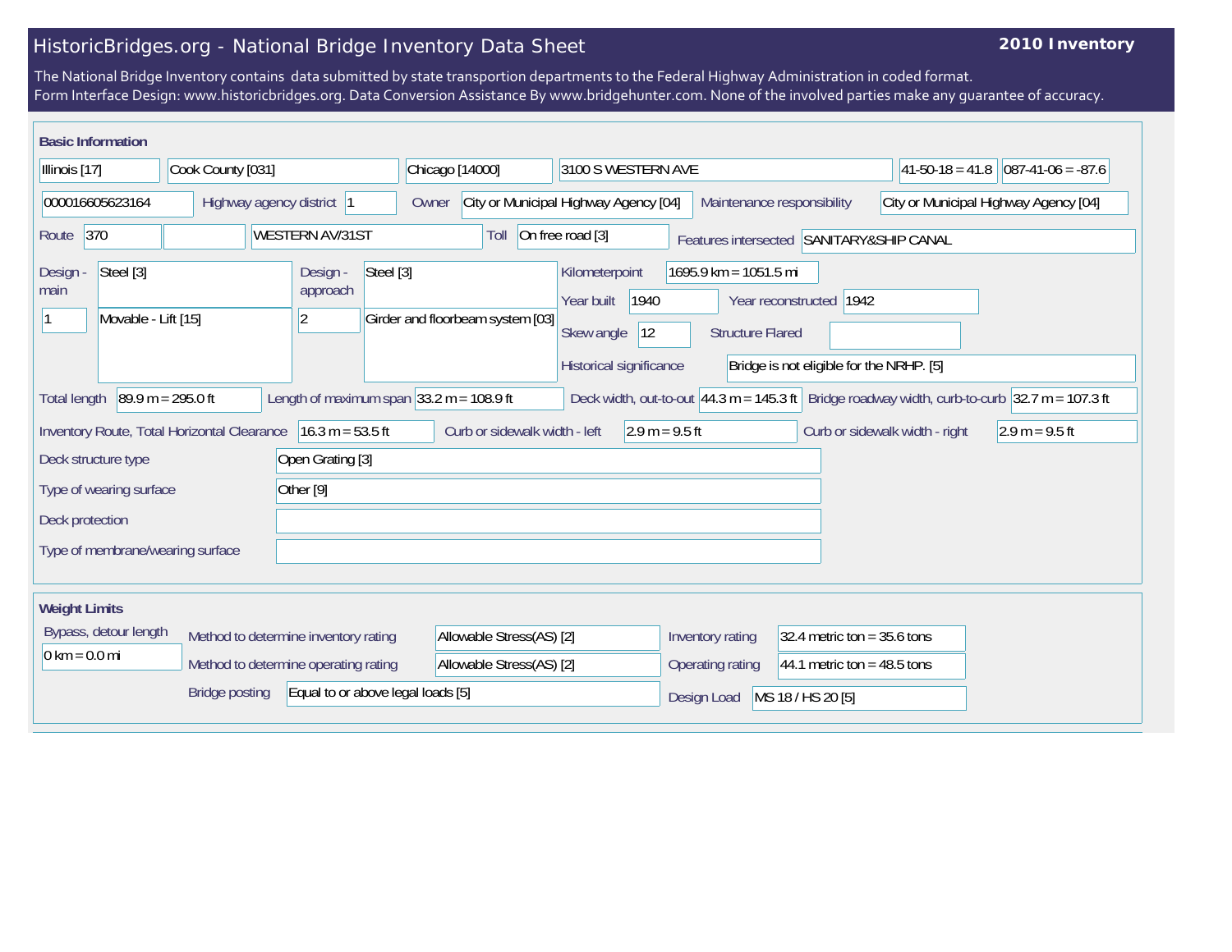# HistoricBridges.org - National Bridge Inventory Data Sheet

**2010 Inventory**

The National Bridge Inventory contains data submitted by state transportion departments to the Federal Highway Administration in coded format.
Form Interface Design: www.historicbridges.org. Data Conversion Assistance By www.bridgehunter.com. None of the involved parties make any guarantee of accuracy.

## Basic Information

| | |
|---|---|
| State | Illinois [17] |
| County | Cook County [031] |
| Place | Chicago [14000] |
| Location | 3100 S WESTERN AVE |
| Latitude | 41-50-18 = 41.8 |
| Longitude | 087-41-06 = -87.6 |
| Structure Number | 000016605623164 |
| Highway agency district | 1 |
| Owner | City or Municipal Highway Agency [04] |
| Maintenance responsibility | City or Municipal Highway Agency [04] |
| Route | 370 |
| Facility carried | WESTERN AV/31ST |
| Toll | On free road [3] |
| Features intersected | SANITARY&SHIP CANAL |
| Design - main | Steel [3] |
| | 1 — Movable - Lift [15] |
| Design - approach | Steel [3] |
| | 2 — Girder and floorbeam system [03] |
| Kilometerpoint | 1695.9 km = 1051.5 mi |
| Year built | 1940 |
| Year reconstructed | 1942 |
| Skew angle | 12 |
| Structure Flared | |
| Historical significance | Bridge is not eligible for the NRHP. [5] |
| Total length | 89.9 m = 295.0 ft |
| Length of maximum span | 33.2 m = 108.9 ft |
| Deck width, out-to-out | 44.3 m = 145.3 ft |
| Bridge roadway width, curb-to-curb | 32.7 m = 107.3 ft |
| Inventory Route, Total Horizontal Clearance | 16.3 m = 53.5 ft |
| Curb or sidewalk width - left | 2.9 m = 9.5 ft |
| Curb or sidewalk width - right | 2.9 m = 9.5 ft |
| Deck structure type | Open Grating [3] |
| Type of wearing surface | Other [9] |
| Deck protection | |
| Type of membrane/wearing surface | |

## Weight Limits

| | |
|---|---|
| Bypass, detour length | 0 km = 0.0 mi |
| Method to determine inventory rating | Allowable Stress(AS) [2] |
| Method to determine operating rating | Allowable Stress(AS) [2] |
| Bridge posting | Equal to or above legal loads [5] |
| Inventory rating | 32.4 metric ton = 35.6 tons |
| Operating rating | 44.1 metric ton = 48.5 tons |
| Design Load | MS 18 / HS 20 [5] |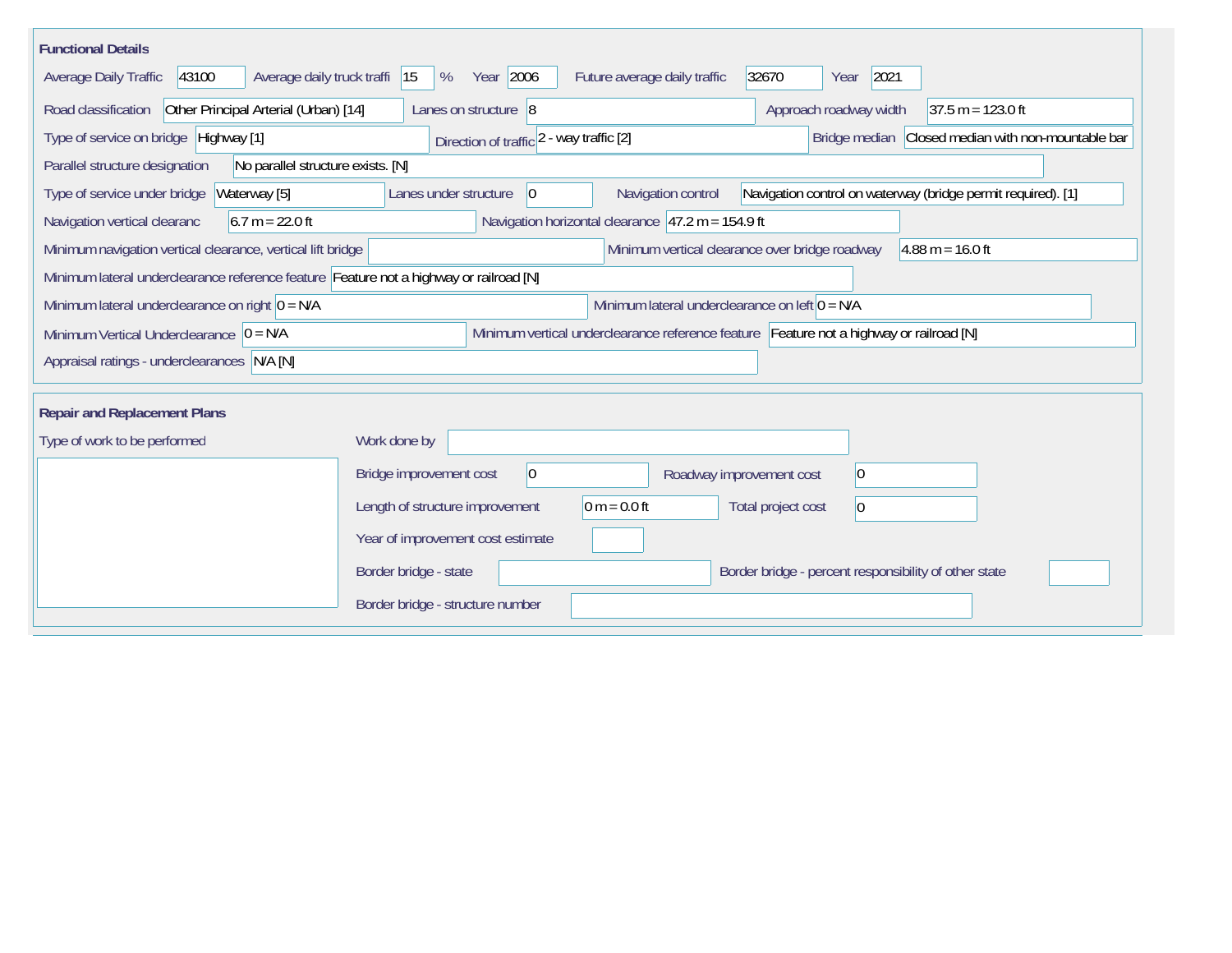## Functional Details

Average Daily Traffic: 43100

Average daily truck traffi: 15 %

Year: 2006

Future average daily traffic: 32670

Year: 2021

Road classification: Other Principal Arterial (Urban) [14]

Lanes on structure: 8

Approach roadway width: 37.5 m = 123.0 ft

Type of service on bridge: Highway [1]

Direction of traffic: 2 - way traffic [2]

Bridge median: Closed median with non-mountable bar

Parallel structure designation: No parallel structure exists. [N]

Type of service under bridge: Waterway [5]

Lanes under structure: 0

Navigation control: Navigation control on waterway (bridge permit required). [1]

Navigation vertical clearanc: 6.7 m = 22.0 ft

Navigation horizontal clearance: 47.2 m = 154.9 ft

Minimum navigation vertical clearance, vertical lift bridge:

Minimum vertical clearance over bridge roadway: 4.88 m = 16.0 ft

Minimum lateral underclearance reference feature: Feature not a highway or railroad [N]

Minimum lateral underclearance on right: 0 = N/A

Minimum lateral underclearance on left: 0 = N/A

Minimum Vertical Underclearance: 0 = N/A

Minimum vertical underclearance reference feature: Feature not a highway or railroad [N]

Appraisal ratings - underclearances: N/A [N]

## Repair and Replacement Plans

Type of work to be performed:

Work done by:

Bridge improvement cost: 0

Roadway improvement cost: 0

Length of structure improvement: 0 m = 0.0 ft

Total project cost: 0

Year of improvement cost estimate:

Border bridge - state:

Border bridge - percent responsibility of other state:

Border bridge - structure number: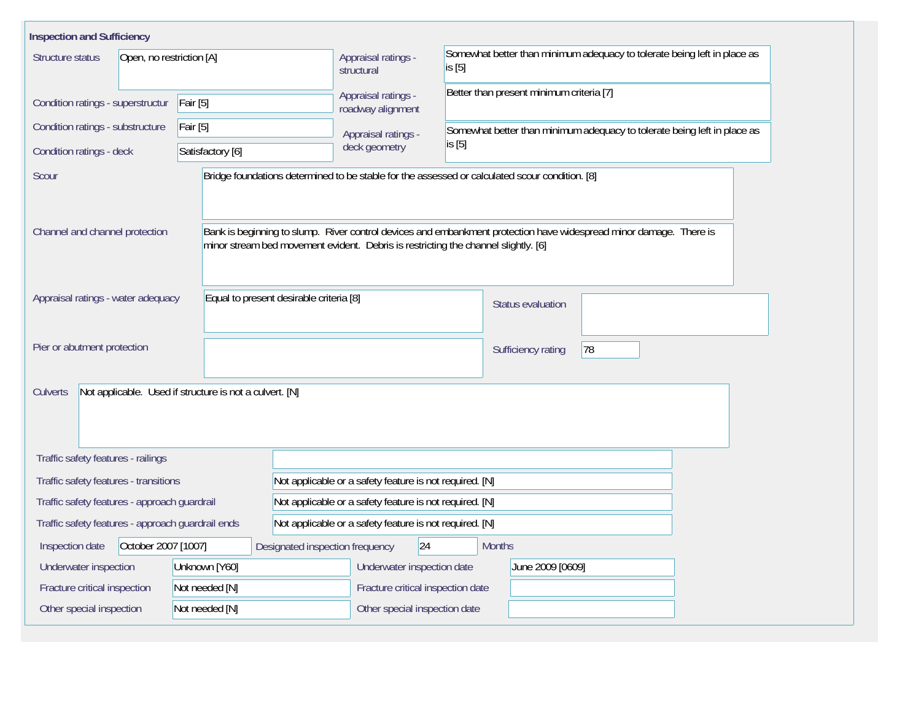## Inspection and Sufficiency

| | |
|---|---|
| Structure status | Open, no restriction [A] |
| Appraisal ratings - structural | Somewhat better than minimum adequacy to tolerate being left in place as is [5] |
| Condition ratings - superstructur | Fair [5] |
| Appraisal ratings - roadway alignment | Better than present minimum criteria [7] |
| Condition ratings - substructure | Fair [5] |
| Appraisal ratings - deck geometry | Somewhat better than minimum adequacy to tolerate being left in place as is [5] |
| Condition ratings - deck | Satisfactory [6] |
| Scour | Bridge foundations determined to be stable for the assessed or calculated scour condition. [8] |
| Channel and channel protection | Bank is beginning to slump. River control devices and embankment protection have widespread minor damage. There is minor stream bed movement evident. Debris is restricting the channel slightly. [6] |
| Appraisal ratings - water adequacy | Equal to present desirable criteria [8] |
| Status evaluation | |
| Pier or abutment protection | |
| Sufficiency rating | 78 |
| Culverts | Not applicable. Used if structure is not a culvert. [N] |
| Traffic safety features - railings | |
| Traffic safety features - transitions | Not applicable or a safety feature is not required. [N] |
| Traffic safety features - approach guardrail | Not applicable or a safety feature is not required. [N] |
| Traffic safety features - approach guardrail ends | Not applicable or a safety feature is not required. [N] |
| Inspection date | October 2007 [1007] |
| Designated inspection frequency | 24 Months |
| Underwater inspection | Unknown [Y60] |
| Underwater inspection date | June 2009 [0609] |
| Fracture critical inspection | Not needed [N] |
| Fracture critical inspection date | |
| Other special inspection | Not needed [N] |
| Other special inspection date | |